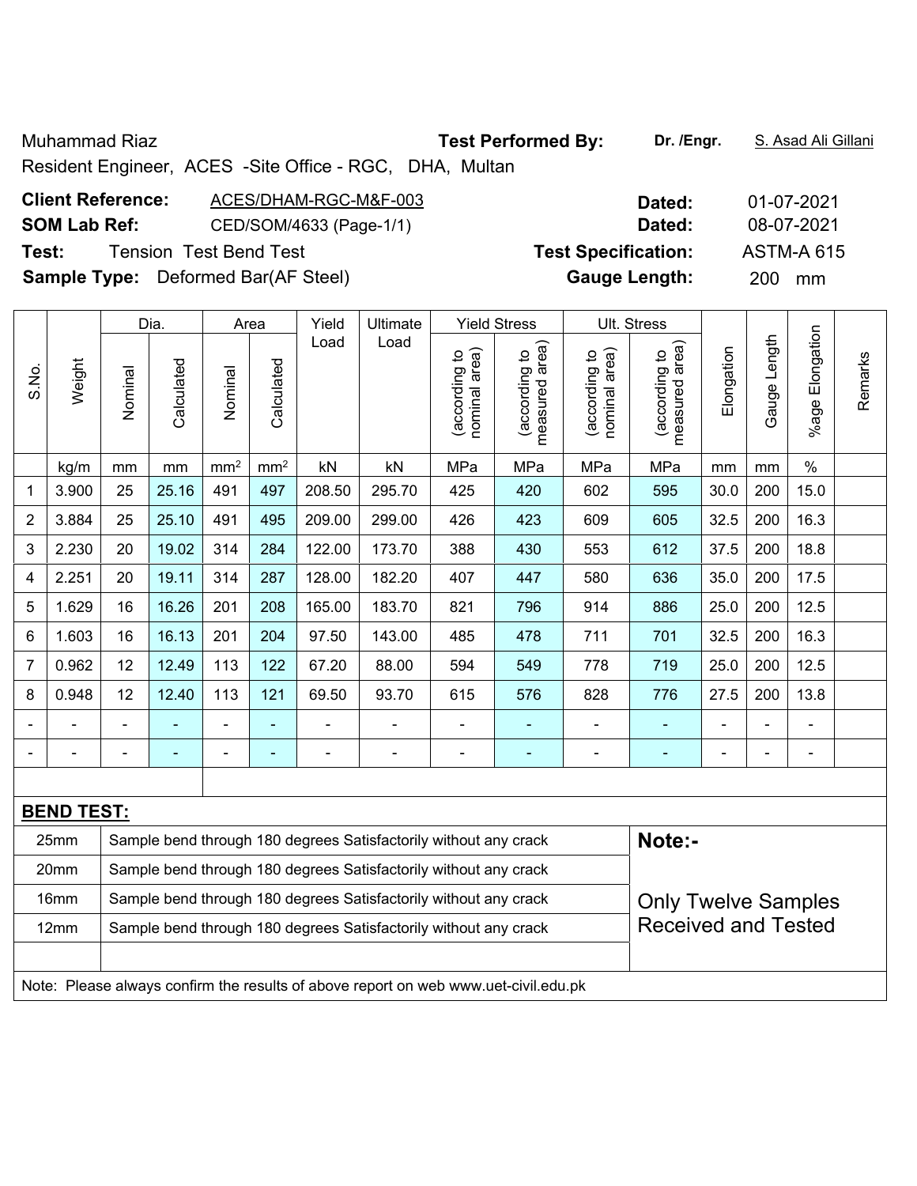Muhammad Riaz

Resident Engineer, ACES -Site Office - RGC, DHA, Multan

**Test Performed By:** **Dr. /Engr.** S. Asad Ali Gillani

**Client Reference:** ACES/DHAM-RGC-M&F-003 **Dated:** 01-07-2021

**SOM Lab Ref:** CED/SOM/4633 (Page-1/1) **Dated:** 08-07-2021

**Test:** Tension Test Bend Test **Test Specification:** ASTM-A 615

**Sample Type:** Deformed Bar(AF Steel) **Gauge Length:** 200 mm

| S.No. | Weight | Dia. | | Area | | Yield Load | Ultimate Load | Yield Stress | | Ult. Stress | | Elongation | Gauge Length | %age Elongation | Remarks |
|---|---|---|---|---|---|---|---|---|---|---|---|---|---|---|---|
| | | Nominal | Calculated | Nominal | Calculated | | | (according to nominal area) | (according to measured area) | (according to nominal area) | (according to measured area) | | | | |
| | kg/m | mm | mm | $mm^2$ | $mm^2$ | kN | kN | MPa | MPa | MPa | MPa | mm | mm | % | |
| 1 | 3.900 | 25 | 25.16 | 491 | 497 | 208.50 | 295.70 | 425 | 420 | 602 | 595 | 30.0 | 200 | 15.0 | |
| 2 | 3.884 | 25 | 25.10 | 491 | 495 | 209.00 | 299.00 | 426 | 423 | 609 | 605 | 32.5 | 200 | 16.3 | |
| 3 | 2.230 | 20 | 19.02 | 314 | 284 | 122.00 | 173.70 | 388 | 430 | 553 | 612 | 37.5 | 200 | 18.8 | |
| 4 | 2.251 | 20 | 19.11 | 314 | 287 | 128.00 | 182.20 | 407 | 447 | 580 | 636 | 35.0 | 200 | 17.5 | |
| 5 | 1.629 | 16 | 16.26 | 201 | 208 | 165.00 | 183.70 | 821 | 796 | 914 | 886 | 25.0 | 200 | 12.5 | |
| 6 | 1.603 | 16 | 16.13 | 201 | 204 | 97.50 | 143.00 | 485 | 478 | 711 | 701 | 32.5 | 200 | 16.3 | |
| 7 | 0.962 | 12 | 12.49 | 113 | 122 | 67.20 | 88.00 | 594 | 549 | 778 | 719 | 25.0 | 200 | 12.5 | |
| 8 | 0.948 | 12 | 12.40 | 113 | 121 | 69.50 | 93.70 | 615 | 576 | 828 | 776 | 27.5 | 200 | 13.8 | |
| - | - | - | - | - | - | - | - | - | - | - | - | - | - | - | |
| - | - | - | - | - | - | - | - | - | - | - | - | - | - | - | |

**BEND TEST:**

| Size | Result |
|---|---|
| 25mm | Sample bend through 180 degrees Satisfactorily without any crack |
| 20mm | Sample bend through 180 degrees Satisfactorily without any crack |
| 16mm | Sample bend through 180 degrees Satisfactorily without any crack |
| 12mm | Sample bend through 180 degrees Satisfactorily without any crack |

**Note:-**

Only Twelve Samples Received and Tested

Note: Please always confirm the results of above report on web www.uet-civil.edu.pk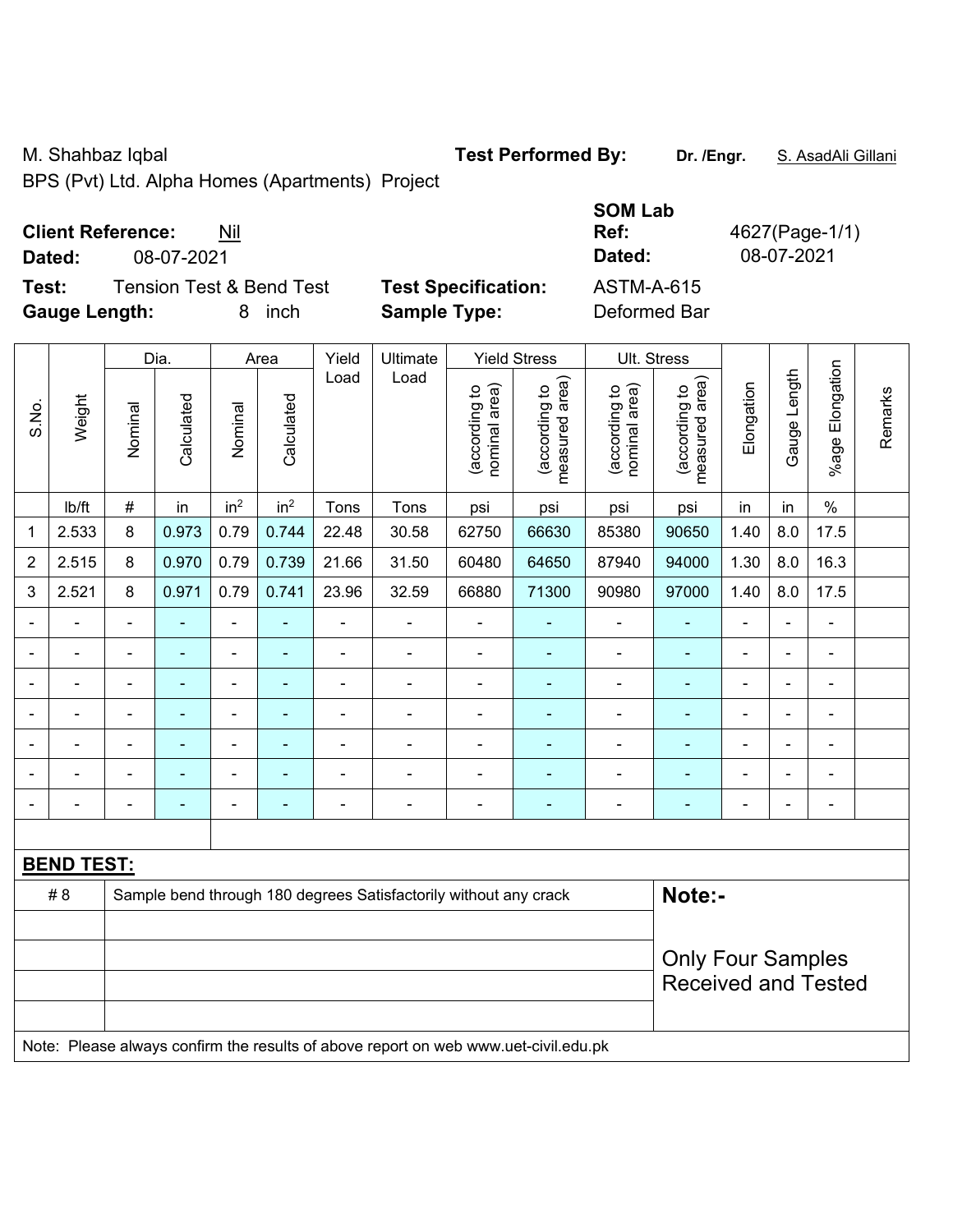M. Shahbaz Iqbal **Test Performed By:** **Dr. /Engr.** S. AsadAli Gillani

BPS (Pvt) Ltd. Alpha Homes (Apartments) Project

**Client Reference:** Nil **SOM Lab Ref:** 4627(Page-1/1)

**Dated:** 08-07-2021 **Dated:** 08-07-2021

**Test:** Tension Test & Bend Test **Test Specification:** ASTM-A-615

**Gauge Length:** 8 inch **Sample Type:** Deformed Bar

| S.No. | Weight | Dia. | | Area | | Yield Load | Ultimate Load | Yield Stress | | Ult. Stress | | Elongation | Gauge Length | %age Elongation | Remarks |
|---|---|---|---|---|---|---|---|---|---|---|---|---|---|---|---|
| | | Nominal | Calculated | Nominal | Calculated | | | (according to nominal area) | (according to measured area) | (according to nominal area) | (according to measured area) | | | | |
| | lb/ft | # | in | in² | in² | Tons | Tons | psi | psi | psi | psi | in | in | % | |
| 1 | 2.533 | 8 | 0.973 | 0.79 | 0.744 | 22.48 | 30.58 | 62750 | 66630 | 85380 | 90650 | 1.40 | 8.0 | 17.5 | |
| 2 | 2.515 | 8 | 0.970 | 0.79 | 0.739 | 21.66 | 31.50 | 60480 | 64650 | 87940 | 94000 | 1.30 | 8.0 | 16.3 | |
| 3 | 2.521 | 8 | 0.971 | 0.79 | 0.741 | 23.96 | 32.59 | 66880 | 71300 | 90980 | 97000 | 1.40 | 8.0 | 17.5 | |
| - | - | - | - | - | - | - | - | - | - | - | - | - | - | - | |
| - | - | - | - | - | - | - | - | - | - | - | - | - | - | - | |
| - | - | - | - | - | - | - | - | - | - | - | - | - | - | - | |
| - | - | - | - | - | - | - | - | - | - | - | - | - | - | - | |
| - | - | - | - | - | - | - | - | - | - | - | - | - | - | - | |
| - | - | - | - | - | - | - | - | - | - | - | - | - | - | - | |
| - | - | - | - | - | - | - | - | - | - | - | - | - | - | - | |

**BEND TEST:**

| | | |
|---|---|---|
| # 8 | Sample bend through 180 degrees Satisfactorily without any crack | **Note:-** |
| | | Only Four Samples Received and Tested |

Note: Please always confirm the results of above report on web www.uet-civil.edu.pk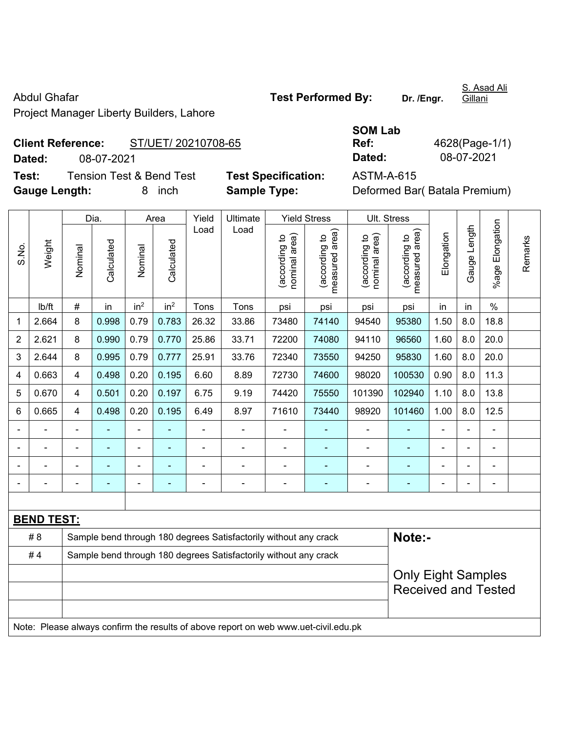Abdul Ghafar

Project Manager Liberty Builders, Lahore

**Test Performed By:** Dr. /Engr. S. Asad Ali Gillani

**Client Reference:** ST/UET/ 20210708-65

**Dated:** 08-07-2021

**SOM Lab Ref:** 4628(Page-1/1)

**Dated:** 08-07-2021

**Test:** Tension Test & Bend Test

**Test Specification:** ASTM-A-615

**Gauge Length:** 8 inch

**Sample Type:** Deformed Bar( Batala Premium)

| S.No. | Weight | Dia. | | Area | | Yield Load | Ultimate Load | Yield Stress | | Ult. Stress | | Elongation | Gauge Length | %age Elongation | Remarks |
|---|---|---|---|---|---|---|---|---|---|---|---|---|---|---|---|
| | | Nominal | Calculated | Nominal | Calculated | | | (according to nominal area) | (according to measured area) | (according to nominal area) | (according to measured area) | | | | |
| | lb/ft | # | in | in² | in² | Tons | Tons | psi | psi | psi | psi | in | in | % | |
| 1 | 2.664 | 8 | 0.998 | 0.79 | 0.783 | 26.32 | 33.86 | 73480 | 74140 | 94540 | 95380 | 1.50 | 8.0 | 18.8 | |
| 2 | 2.621 | 8 | 0.990 | 0.79 | 0.770 | 25.86 | 33.71 | 72200 | 74080 | 94110 | 96560 | 1.60 | 8.0 | 20.0 | |
| 3 | 2.644 | 8 | 0.995 | 0.79 | 0.777 | 25.91 | 33.76 | 72340 | 73550 | 94250 | 95830 | 1.60 | 8.0 | 20.0 | |
| 4 | 0.663 | 4 | 0.498 | 0.20 | 0.195 | 6.60 | 8.89 | 72730 | 74600 | 98020 | 100530 | 0.90 | 8.0 | 11.3 | |
| 5 | 0.670 | 4 | 0.501 | 0.20 | 0.197 | 6.75 | 9.19 | 74420 | 75550 | 101390 | 102940 | 1.10 | 8.0 | 13.8 | |
| 6 | 0.665 | 4 | 0.498 | 0.20 | 0.195 | 6.49 | 8.97 | 71610 | 73440 | 98920 | 101460 | 1.00 | 8.0 | 12.5 | |
| - | - | - | - | - | - | - | - | - | - | - | - | - | - | - | |
| - | - | - | - | - | - | - | - | - | - | - | - | - | - | - | |
| - | - | - | - | - | - | - | - | - | - | - | - | - | - | - | |
| - | - | - | - | - | - | - | - | - | - | - | - | - | - | - | |

**BEND TEST:**

| | |
|---|---|
| # 8 | Sample bend through 180 degrees Satisfactorily without any crack |
| # 4 | Sample bend through 180 degrees Satisfactorily without any crack |

**Note:-**

Only Eight Samples Received and Tested

Note: Please always confirm the results of above report on web www.uet-civil.edu.pk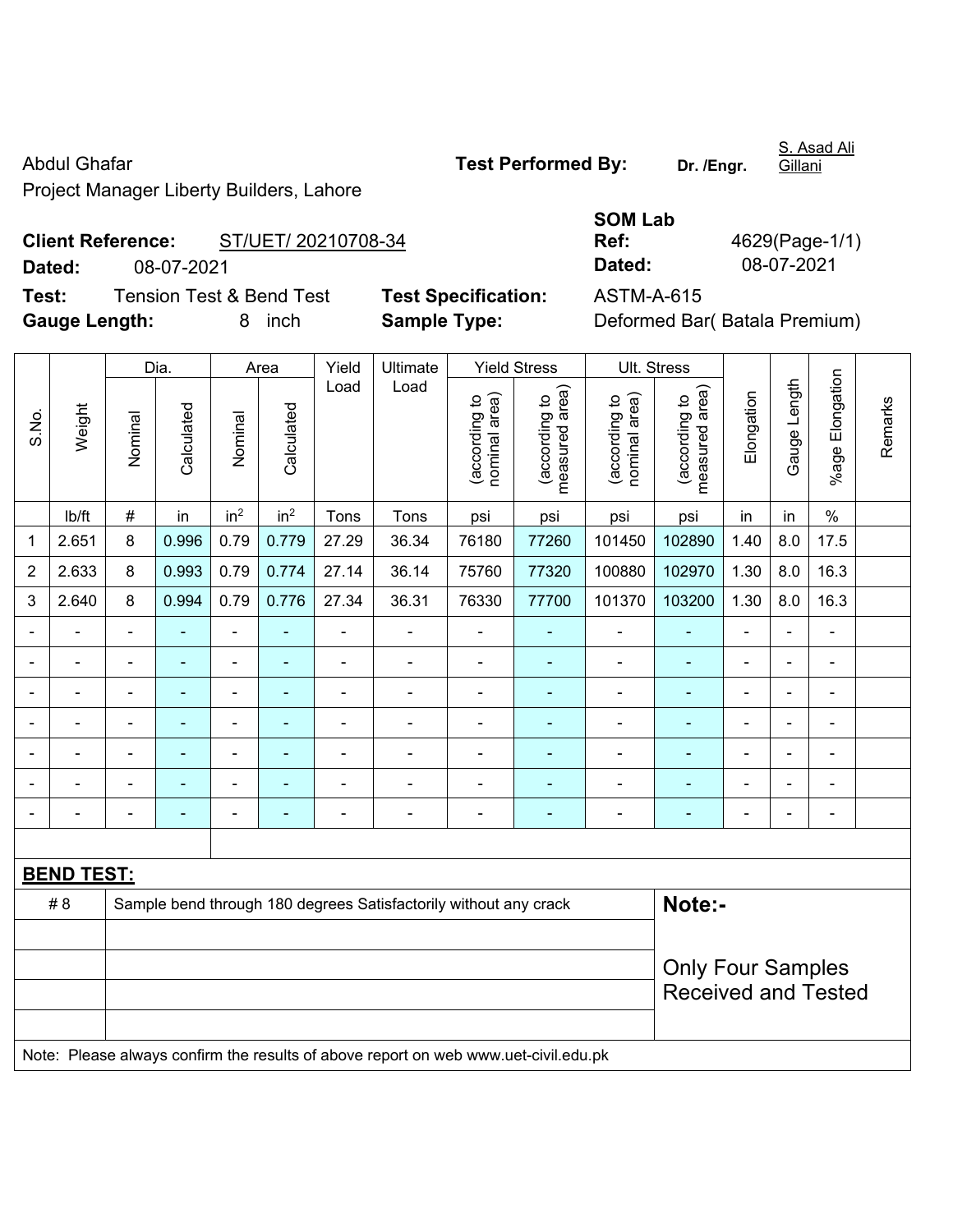Abdul Ghafar

Project Manager Liberty Builders, Lahore

**Test Performed By:** **Dr. /Engr.** S. Asad Ali Gillani

**Client Reference:** ST/UET/ 20210708-34

**Dated:** 08-07-2021

**SOM Lab Ref:** 4629(Page-1/1)

**Dated:** 08-07-2021

**Test:** Tension Test & Bend Test

**Test Specification:** ASTM-A-615

**Gauge Length:** 8 inch

**Sample Type:** Deformed Bar( Batala Premium)

| S.No. | Weight | Dia. | | Area | | Yield Load | Ultimate Load | Yield Stress | | Ult. Stress | | Elongation | Gauge Length | %age Elongation | Remarks |
|---|---|---|---|---|---|---|---|---|---|---|---|---|---|---|---|
| | | Nominal | Calculated | Nominal | Calculated | | | (according to nominal area) | (according to measured area) | (according to nominal area) | (according to measured area) | | | | |
| | lb/ft | # | in | $in^2$ | $in^2$ | Tons | Tons | psi | psi | psi | psi | in | in | % | |
| 1 | 2.651 | 8 | 0.996 | 0.79 | 0.779 | 27.29 | 36.34 | 76180 | 77260 | 101450 | 102890 | 1.40 | 8.0 | 17.5 | |
| 2 | 2.633 | 8 | 0.993 | 0.79 | 0.774 | 27.14 | 36.14 | 75760 | 77320 | 100880 | 102970 | 1.30 | 8.0 | 16.3 | |
| 3 | 2.640 | 8 | 0.994 | 0.79 | 0.776 | 27.34 | 36.31 | 76330 | 77700 | 101370 | 103200 | 1.30 | 8.0 | 16.3 | |
| - | - | - | - | - | - | - | - | - | - | - | - | - | - | - | |
| - | - | - | - | - | - | - | - | - | - | - | - | - | - | - | |
| - | - | - | - | - | - | - | - | - | - | - | - | - | - | - | |
| - | - | - | - | - | - | - | - | - | - | - | - | - | - | - | |
| - | - | - | - | - | - | - | - | - | - | - | - | - | - | - | |
| - | - | - | - | - | - | - | - | - | - | - | - | - | - | - | |
| - | - | - | - | - | - | - | - | - | - | - | - | - | - | - | |

**BEND TEST:**

| | | |
|---|---|---|
| # 8 | Sample bend through 180 degrees Satisfactorily without any crack | **Note:-** Only Four Samples Received and Tested |

Note: Please always confirm the results of above report on web www.uet-civil.edu.pk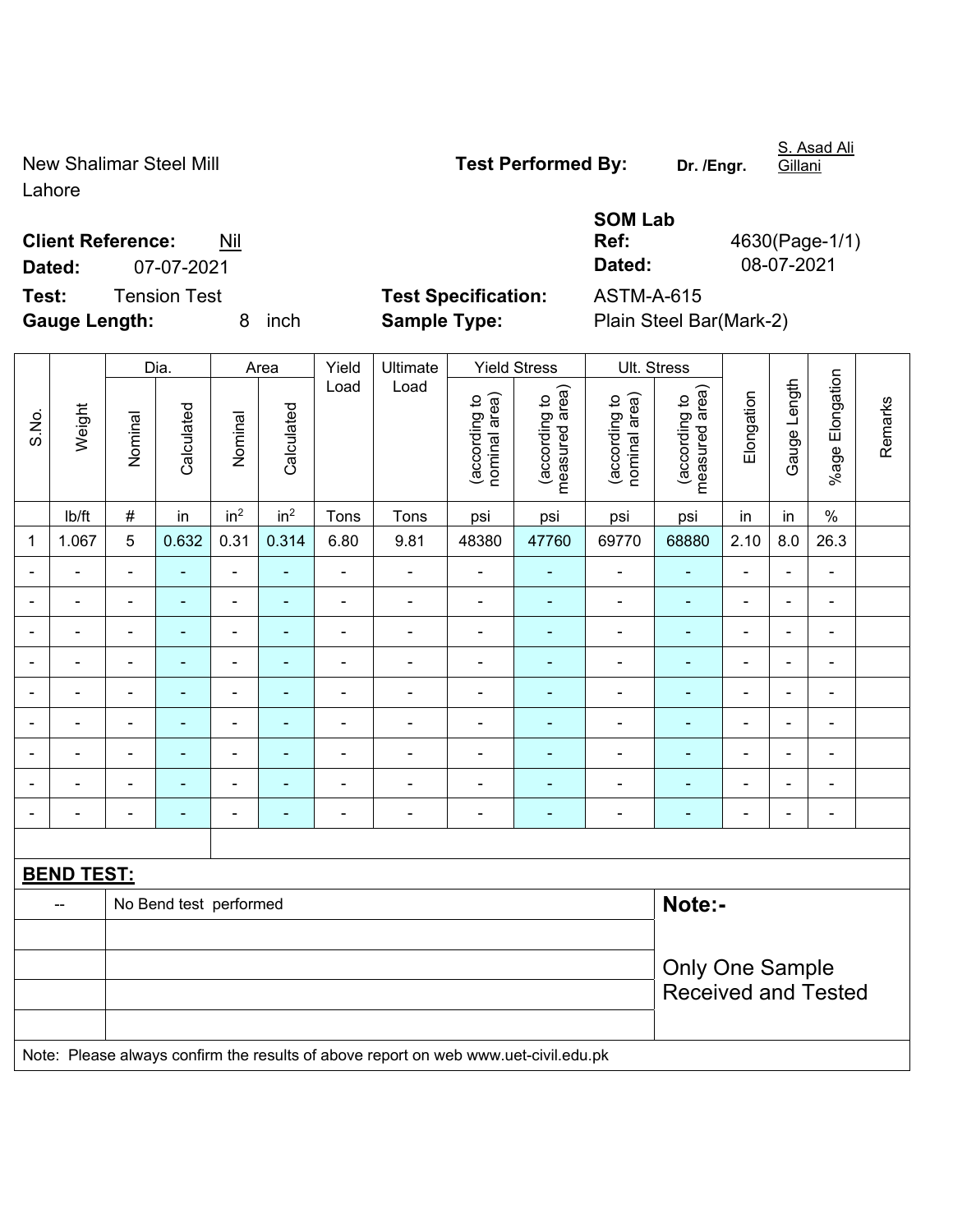New Shalimar Steel Mill
Lahore

**Test Performed By:** **Dr. /Engr.** S. Asad Ali Gillani

**Client Reference:** Nil
**Dated:** 07-07-2021

**SOM Lab Ref:** 4630(Page-1/1)
**Dated:** 08-07-2021

**Test:** Tension Test
**Gauge Length:** 8 inch

**Test Specification:** ASTM-A-615
**Sample Type:** Plain Steel Bar(Mark-2)

| S.No. | Weight | Dia. | | Area | | Yield Load | Ultimate Load | Yield Stress | | Ult. Stress | | Elongation | Gauge Length | %age Elongation | Remarks |
|---|---|---|---|---|---|---|---|---|---|---|---|---|---|---|---|
| | | Nominal | Calculated | Nominal | Calculated | | | (according to nominal area) | (according to measured area) | (according to nominal area) | (according to measured area) | | | | |
| | lb/ft | # | in | $in^2$ | $in^2$ | Tons | Tons | psi | psi | psi | psi | in | in | % | |
| 1 | 1.067 | 5 | 0.632 | 0.31 | 0.314 | 6.80 | 9.81 | 48380 | 47760 | 69770 | 68880 | 2.10 | 8.0 | 26.3 | |
| - | - | - | - | - | - | - | - | - | - | - | - | - | - | - | |
| - | - | - | - | - | - | - | - | - | - | - | - | - | - | - | |
| - | - | - | - | - | - | - | - | - | - | - | - | - | - | - | |
| - | - | - | - | - | - | - | - | - | - | - | - | - | - | - | |
| - | - | - | - | - | - | - | - | - | - | - | - | - | - | - | |
| - | - | - | - | - | - | - | - | - | - | - | - | - | - | - | |
| - | - | - | - | - | - | - | - | - | - | - | - | - | - | - | |
| - | - | - | - | - | - | - | - | - | - | - | - | - | - | - | |
| - | - | - | - | - | - | - | - | - | - | - | - | - | - | - | |

**BEND TEST:**

| -- | No Bend test performed |
|---|---|

**Note:-**

Only One Sample Received and Tested

Note: Please always confirm the results of above report on web www.uet-civil.edu.pk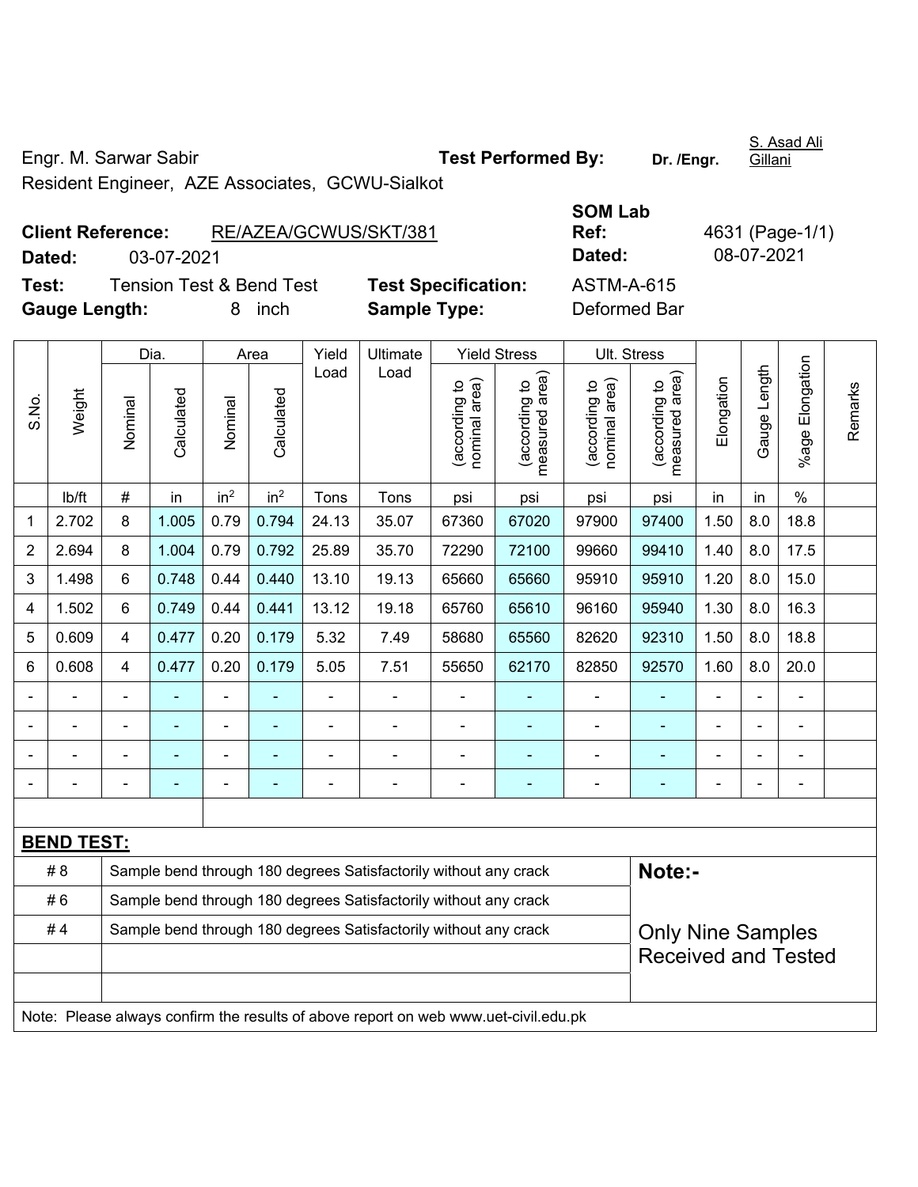Engr. M. Sarwar Sabir

Resident Engineer, AZE Associates, GCWU-Sialkot

**Test Performed By:** Dr. /Engr. S. Asad Ali Gillani

**Client Reference:** RE/AZEA/GCWUS/SKT/381

**Dated:** 03-07-2021

**SOM Lab Ref:** 4631 (Page-1/1)

**Dated:** 08-07-2021

**Test:** Tension Test & Bend Test

**Test Specification:** ASTM-A-615

**Gauge Length:** 8 inch

**Sample Type:** Deformed Bar

| S.No. | Weight | Dia. | | Area | | Yield Load | Ultimate Load | Yield Stress | | Ult. Stress | | Elongation | Gauge Length | %age Elongation | Remarks |
|---|---|---|---|---|---|---|---|---|---|---|---|---|---|---|---|
| | | Nominal | Calculated | Nominal | Calculated | | | (according to nominal area) | (according to measured area) | (according to nominal area) | (according to measured area) | | | | |
| | lb/ft | # | in | $in^2$ | $in^2$ | Tons | Tons | psi | psi | psi | psi | in | in | % | |
| 1 | 2.702 | 8 | 1.005 | 0.79 | 0.794 | 24.13 | 35.07 | 67360 | 67020 | 97900 | 97400 | 1.50 | 8.0 | 18.8 | |
| 2 | 2.694 | 8 | 1.004 | 0.79 | 0.792 | 25.89 | 35.70 | 72290 | 72100 | 99660 | 99410 | 1.40 | 8.0 | 17.5 | |
| 3 | 1.498 | 6 | 0.748 | 0.44 | 0.440 | 13.10 | 19.13 | 65660 | 65660 | 95910 | 95910 | 1.20 | 8.0 | 15.0 | |
| 4 | 1.502 | 6 | 0.749 | 0.44 | 0.441 | 13.12 | 19.18 | 65760 | 65610 | 96160 | 95940 | 1.30 | 8.0 | 16.3 | |
| 5 | 0.609 | 4 | 0.477 | 0.20 | 0.179 | 5.32 | 7.49 | 58680 | 65560 | 82620 | 92310 | 1.50 | 8.0 | 18.8 | |
| 6 | 0.608 | 4 | 0.477 | 0.20 | 0.179 | 5.05 | 7.51 | 55650 | 62170 | 82850 | 92570 | 1.60 | 8.0 | 20.0 | |
| - | - | - | - | - | - | - | - | - | - | - | - | - | - | - | |
| - | - | - | - | - | - | - | - | - | - | - | - | - | - | - | |
| - | - | - | - | - | - | - | - | - | - | - | - | - | - | - | |
| - | - | - | - | - | - | - | - | - | - | - | - | - | - | - | |

**BEND TEST:**

| | | |
|---|---|---|
| # 8 | Sample bend through 180 degrees Satisfactorily without any crack | **Note:-** |
| # 6 | Sample bend through 180 degrees Satisfactorily without any crack | |
| # 4 | Sample bend through 180 degrees Satisfactorily without any crack | Only Nine Samples Received and Tested |

Note: Please always confirm the results of above report on web www.uet-civil.edu.pk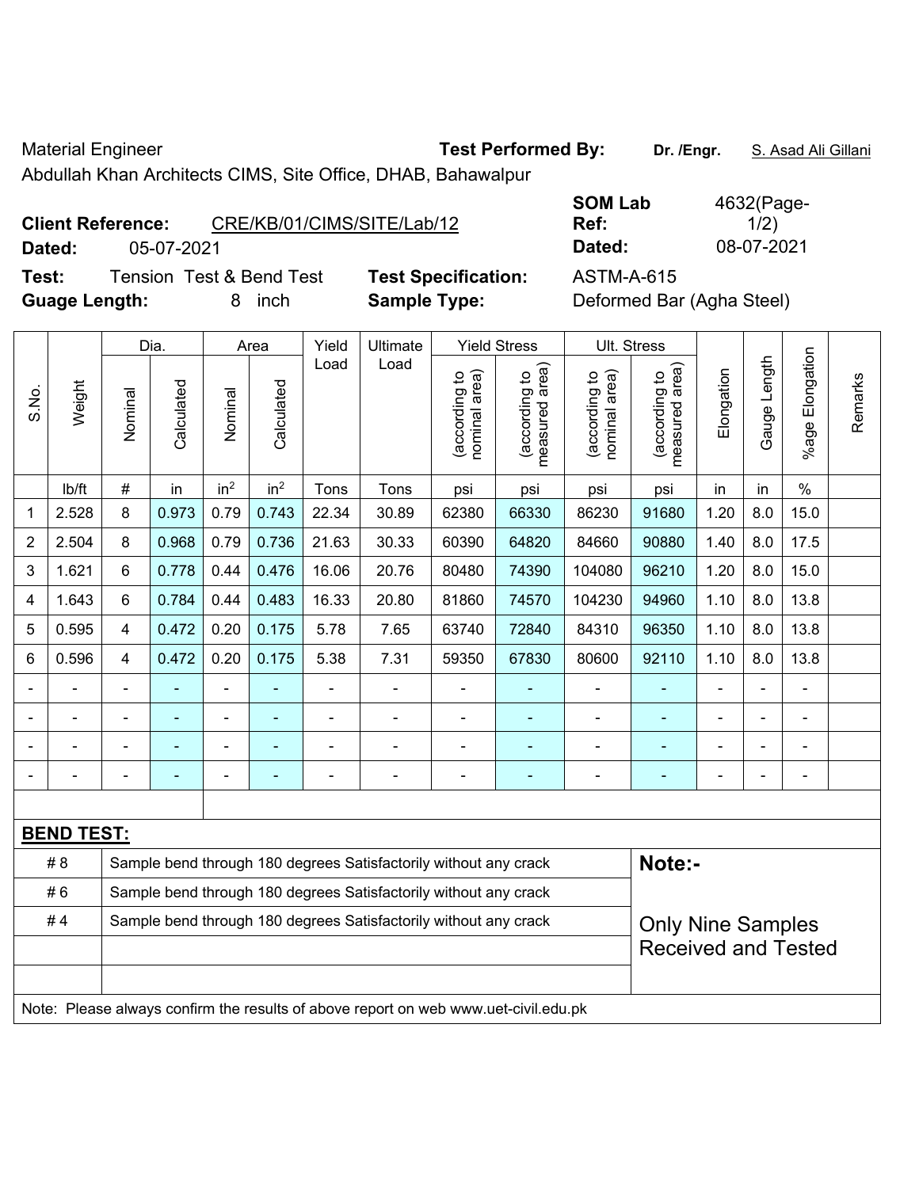Material Engineer

Abdullah Khan Architects CIMS, Site Office, DHAB, Bahawalpur

**Test Performed By:** **Dr. /Engr.** S. Asad Ali Gillani

**Client Reference:** CRE/KB/01/CIMS/SITE/Lab/12

**Dated:** 05-07-2021

**SOM Lab Ref:** 4632(Page-1/2)

**Dated:** 08-07-2021

**Test:** Tension Test & Bend Test

**Test Specification:** ASTM-A-615

**Guage Length:** 8 inch

**Sample Type:** Deformed Bar (Agha Steel)

| S.No. | Weight | Dia. | | Area | | Yield Load | Ultimate Load | Yield Stress | | Ult. Stress | | Elongation | Gauge Length | %age Elongation | Remarks |
|---|---|---|---|---|---|---|---|---|---|---|---|---|---|---|---|
| | | Nominal | Calculated | Nominal | Calculated | | | (according to nominal area) | (according to measured area) | (according to nominal area) | (according to measured area) | | | | |
| | lb/ft | # | in | in² | in² | Tons | Tons | psi | psi | psi | psi | in | in | % | |
| 1 | 2.528 | 8 | 0.973 | 0.79 | 0.743 | 22.34 | 30.89 | 62380 | 66330 | 86230 | 91680 | 1.20 | 8.0 | 15.0 | |
| 2 | 2.504 | 8 | 0.968 | 0.79 | 0.736 | 21.63 | 30.33 | 60390 | 64820 | 84660 | 90880 | 1.40 | 8.0 | 17.5 | |
| 3 | 1.621 | 6 | 0.778 | 0.44 | 0.476 | 16.06 | 20.76 | 80480 | 74390 | 104080 | 96210 | 1.20 | 8.0 | 15.0 | |
| 4 | 1.643 | 6 | 0.784 | 0.44 | 0.483 | 16.33 | 20.80 | 81860 | 74570 | 104230 | 94960 | 1.10 | 8.0 | 13.8 | |
| 5 | 0.595 | 4 | 0.472 | 0.20 | 0.175 | 5.78 | 7.65 | 63740 | 72840 | 84310 | 96350 | 1.10 | 8.0 | 13.8 | |
| 6 | 0.596 | 4 | 0.472 | 0.20 | 0.175 | 5.38 | 7.31 | 59350 | 67830 | 80600 | 92110 | 1.10 | 8.0 | 13.8 | |
| - | - | - | - | - | - | - | - | - | - | - | - | - | - | - | |
| - | - | - | - | - | - | - | - | - | - | - | - | - | - | - | |
| - | - | - | - | - | - | - | - | - | - | - | - | - | - | - | |
| - | - | - | - | - | - | - | - | - | - | - | - | - | - | - | |

**BEND TEST:**

| | | |
|---|---|---|
| # 8 | Sample bend through 180 degrees Satisfactorily without any crack | **Note:-** |
| # 6 | Sample bend through 180 degrees Satisfactorily without any crack | |
| # 4 | Sample bend through 180 degrees Satisfactorily without any crack | Only Nine Samples Received and Tested |
| | | |
| | | |

Note: Please always confirm the results of above report on web www.uet-civil.edu.pk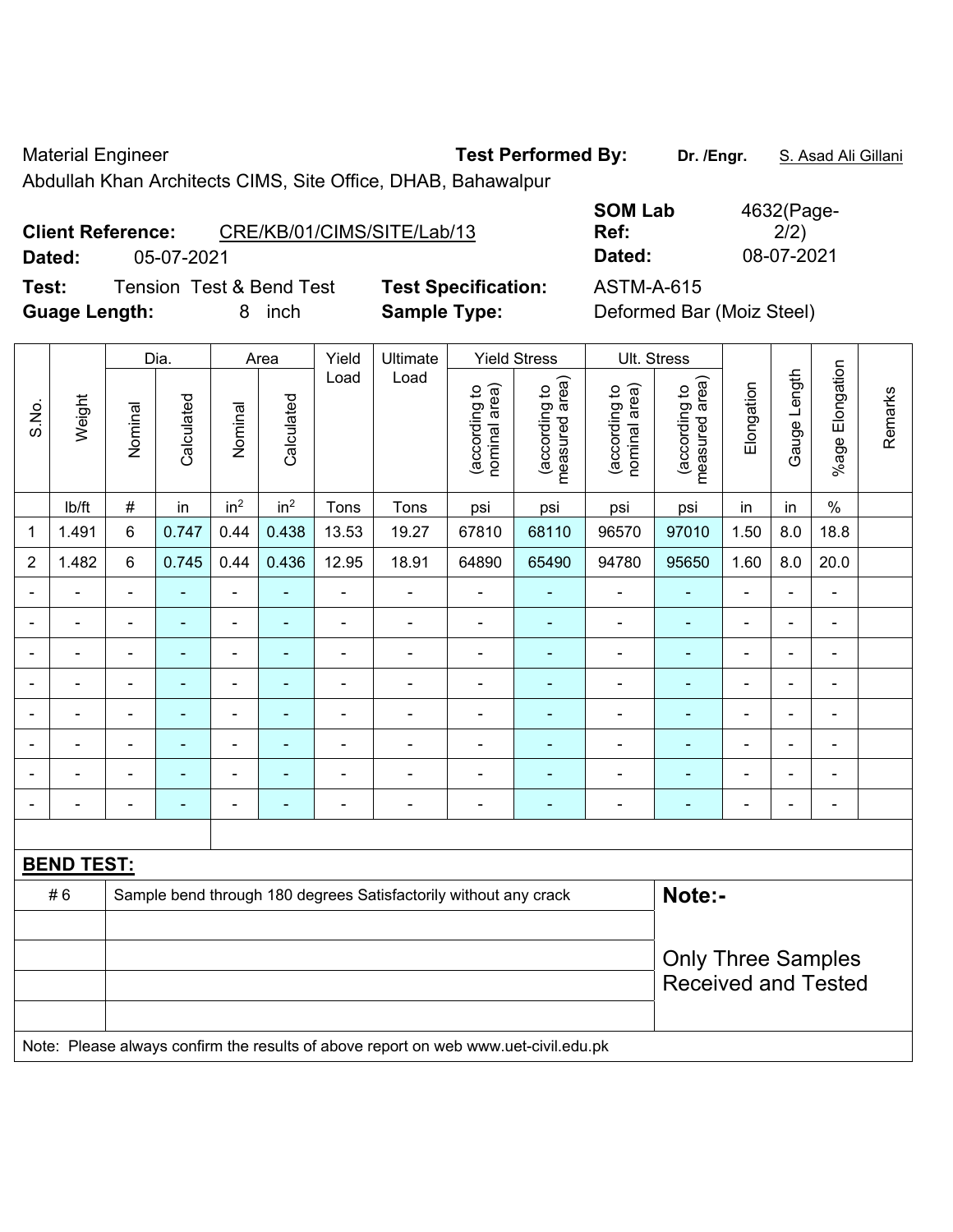Material Engineer

Abdullah Khan Architects CIMS, Site Office, DHAB, Bahawalpur

**Test Performed By:** **Dr. /Engr.** S. Asad Ali Gillani

**Client Reference:** CRE/KB/01/CIMS/SITE/Lab/13

**Dated:** 05-07-2021

**SOM Lab Ref:** 4632(Page-2/2)

**Dated:** 08-07-2021

**Test:** Tension Test & Bend Test

**Guage Length:** 8 inch

**Test Specification:** ASTM-A-615

**Sample Type:** Deformed Bar (Moiz Steel)

| S.No. | Weight | Dia. | | Area | | Yield Load | Ultimate Load | Yield Stress | | Ult. Stress | | Elongation | Gauge Length | %age Elongation | Remarks |
|---|---|---|---|---|---|---|---|---|---|---|---|---|---|---|---|
| | | Nominal | Calculated | Nominal | Calculated | | | (according to nominal area) | (according to measured area) | (according to nominal area) | (according to measured area) | | | | |
| | lb/ft | # | in | in$^2$ | in$^2$ | Tons | Tons | psi | psi | psi | psi | in | in | % | |
| 1 | 1.491 | 6 | 0.747 | 0.44 | 0.438 | 13.53 | 19.27 | 67810 | 68110 | 96570 | 97010 | 1.50 | 8.0 | 18.8 | |
| 2 | 1.482 | 6 | 0.745 | 0.44 | 0.436 | 12.95 | 18.91 | 64890 | 65490 | 94780 | 95650 | 1.60 | 8.0 | 20.0 | |
| - | - | - | - | - | - | - | - | - | - | - | - | - | - | - | |
| - | - | - | - | - | - | - | - | - | - | - | - | - | - | - | |
| - | - | - | - | - | - | - | - | - | - | - | - | - | - | - | |
| - | - | - | - | - | - | - | - | - | - | - | - | - | - | - | |
| - | - | - | - | - | - | - | - | - | - | - | - | - | - | - | |
| - | - | - | - | - | - | - | - | - | - | - | - | - | - | - | |
| - | - | - | - | - | - | - | - | - | - | - | - | - | - | - | |
| - | - | - | - | - | - | - | - | - | - | - | - | - | - | - | |

**BEND TEST:**

| | | |
|---|---|---|
| # 6 | Sample bend through 180 degrees Satisfactorily without any crack | **Note:-** |
| | | Only Three Samples Received and Tested |

Note: Please always confirm the results of above report on web www.uet-civil.edu.pk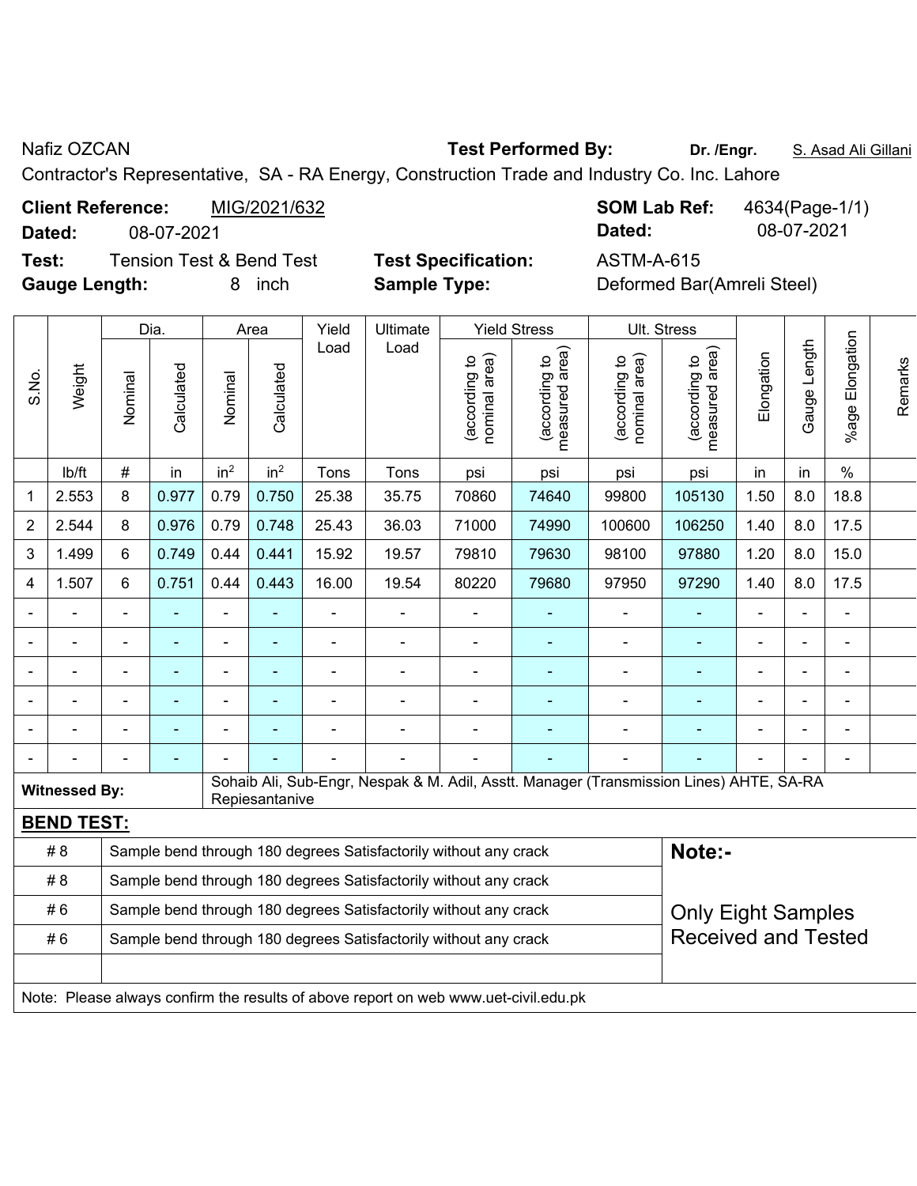Nafiz OZCAN **Test Performed By:** **Dr. /Engr.** S. Asad Ali Gillani

Contractor's Representative, SA - RA Energy, Construction Trade and Industry Co. Inc. Lahore

**Client Reference:** MIG/2021/632 **SOM Lab Ref:** 4634(Page-1/1)

**Dated:** 08-07-2021 **Dated:** 08-07-2021

**Test:** Tension Test & Bend Test **Test Specification:** ASTM-A-615

**Gauge Length:** 8 inch **Sample Type:** Deformed Bar(Amreli Steel)

| S.No. | Weight | Dia. | | Area | | Yield Load | Ultimate Load | Yield Stress | | Ult. Stress | | Elongation | Gauge Length | %age Elongation | Remarks |
|---|---|---|---|---|---|---|---|---|---|---|---|---|---|---|---|
| | | Nominal | Calculated | Nominal | Calculated | | | (according to nominal area) | (according to measured area) | (according to nominal area) | (according to measured area) | | | | |
| | lb/ft | # | in | in² | in² | Tons | Tons | psi | psi | psi | psi | in | in | % | |
| 1 | 2.553 | 8 | 0.977 | 0.79 | 0.750 | 25.38 | 35.75 | 70860 | 74640 | 99800 | 105130 | 1.50 | 8.0 | 18.8 | |
| 2 | 2.544 | 8 | 0.976 | 0.79 | 0.748 | 25.43 | 36.03 | 71000 | 74990 | 100600 | 106250 | 1.40 | 8.0 | 17.5 | |
| 3 | 1.499 | 6 | 0.749 | 0.44 | 0.441 | 15.92 | 19.57 | 79810 | 79630 | 98100 | 97880 | 1.20 | 8.0 | 15.0 | |
| 4 | 1.507 | 6 | 0.751 | 0.44 | 0.443 | 16.00 | 19.54 | 80220 | 79680 | 97950 | 97290 | 1.40 | 8.0 | 17.5 | |
| - | - | - | - | - | - | - | - | - | - | - | - | - | - | - | |
| - | - | - | - | - | - | - | - | - | - | - | - | - | - | - | |
| - | - | - | - | - | - | - | - | - | - | - | - | - | - | - | |
| - | - | - | - | - | - | - | - | - | - | - | - | - | - | - | |
| - | - | - | - | - | - | - | - | - | - | - | - | - | - | - | |
| - | - | - | - | - | - | - | - | - | - | - | - | - | - | - | |

**Witnessed By:** Sohaib Ali, Sub-Engr, Nespak & M. Adil, Asstt. Manager (Transmission Lines) AHTE, SA-RA Repiesantanive

**BEND TEST:**

| | | |
|---|---|---|
| # 8 | Sample bend through 180 degrees Satisfactorily without any crack | **Note:-** |
| # 8 | Sample bend through 180 degrees Satisfactorily without any crack | |
| # 6 | Sample bend through 180 degrees Satisfactorily without any crack | Only Eight Samples Received and Tested |
| # 6 | Sample bend through 180 degrees Satisfactorily without any crack | |
| | | |

Note: Please always confirm the results of above report on web www.uet-civil.edu.pk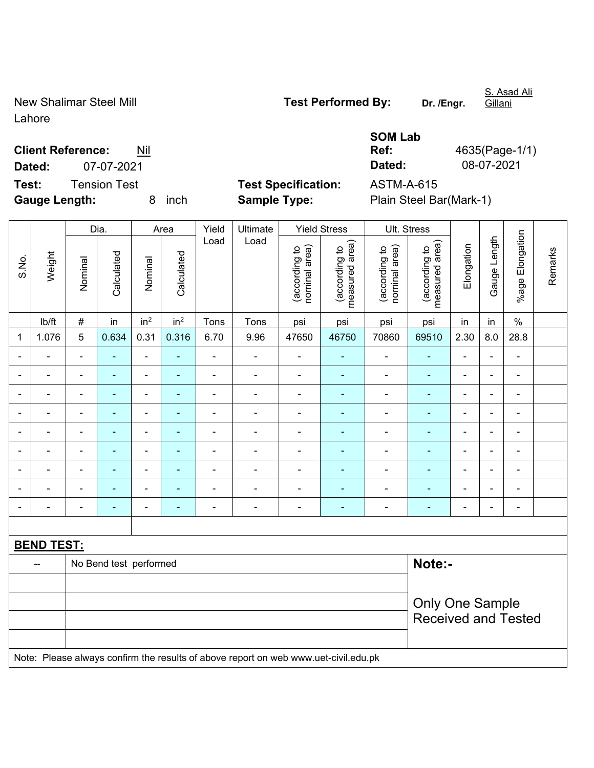New Shalimar Steel Mill
Lahore

**Test Performed By:** Dr. /Engr. S. Asad Ali Gillani

**Client Reference:** Nil
**Dated:** 07-07-2021

**SOM Lab Ref:** 4635(Page-1/1)
**Dated:** 08-07-2021

**Test:** Tension Test
**Gauge Length:** 8 inch

**Test Specification:** ASTM-A-615
**Sample Type:** Plain Steel Bar(Mark-1)

| S.No. | Weight | Dia. | | Area | | Yield Load | Ultimate Load | Yield Stress | | Ult. Stress | | Elongation | Gauge Length | %age Elongation | Remarks |
|---|---|---|---|---|---|---|---|---|---|---|---|---|---|---|---|
| | | Nominal | Calculated | Nominal | Calculated | | | (according to nominal area) | (according to measured area) | (according to nominal area) | (according to measured area) | | | | |
| | lb/ft | # | in | $in^2$ | $in^2$ | Tons | Tons | psi | psi | psi | psi | in | in | % | |
| 1 | 1.076 | 5 | 0.634 | 0.31 | 0.316 | 6.70 | 9.96 | 47650 | 46750 | 70860 | 69510 | 2.30 | 8.0 | 28.8 | |
| - | - | - | - | - | - | - | - | - | - | - | - | - | - | - | |
| - | - | - | - | - | - | - | - | - | - | - | - | - | - | - | |
| - | - | - | - | - | - | - | - | - | - | - | - | - | - | - | |
| - | - | - | - | - | - | - | - | - | - | - | - | - | - | - | |
| - | - | - | - | - | - | - | - | - | - | - | - | - | - | - | |
| - | - | - | - | - | - | - | - | - | - | - | - | - | - | - | |
| - | - | - | - | - | - | - | - | - | - | - | - | - | - | - | |
| - | - | - | - | - | - | - | - | - | - | - | - | - | - | - | |
| - | - | - | - | - | - | - | - | - | - | - | - | - | - | - | |

**BEND TEST:**

| | | |
|---|---|---|
| -- | No Bend test performed | **Note:-** Only One Sample Received and Tested |

Note: Please always confirm the results of above report on web www.uet-civil.edu.pk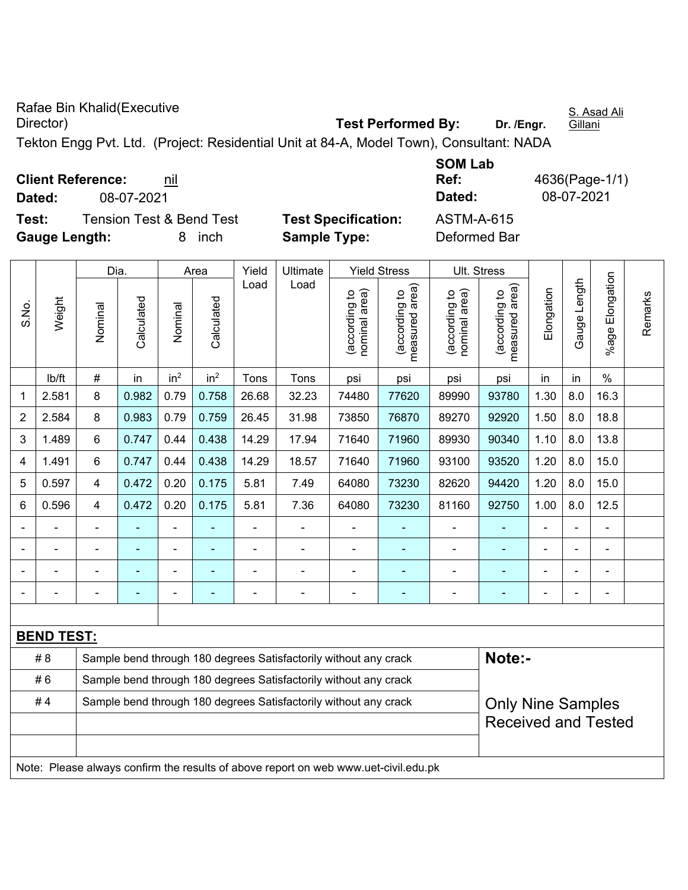Rafae Bin Khalid(Executive Director)

**Test Performed By:** **Dr. /Engr.** S. Asad Ali Gillani

Tekton Engg Pvt. Ltd. (Project: Residential Unit at 84-A, Model Town), Consultant: NADA

**Client Reference:** nil
**Dated:** 08-07-2021

**SOM Lab Ref:** 4636(Page-1/1)
**Dated:** 08-07-2021

**Test:** Tension Test & Bend Test
**Test Specification:** ASTM-A-615
**Gauge Length:** 8 inch
**Sample Type:** Deformed Bar

| S.No. | Weight | Dia. | | Area | | Yield Load | Ultimate Load | Yield Stress | | Ult. Stress | | Elongation | Gauge Length | %age Elongation | Remarks |
|---|---|---|---|---|---|---|---|---|---|---|---|---|---|---|---|
| | | Nominal | Calculated | Nominal | Calculated | | | (according to nominal area) | (according to measured area) | (according to nominal area) | (according to measured area) | | | | |
| | lb/ft | # | in | in$^2$ | in$^2$ | Tons | Tons | psi | psi | psi | psi | in | in | % | |
| 1 | 2.581 | 8 | 0.982 | 0.79 | 0.758 | 26.68 | 32.23 | 74480 | 77620 | 89990 | 93780 | 1.30 | 8.0 | 16.3 | |
| 2 | 2.584 | 8 | 0.983 | 0.79 | 0.759 | 26.45 | 31.98 | 73850 | 76870 | 89270 | 92920 | 1.50 | 8.0 | 18.8 | |
| 3 | 1.489 | 6 | 0.747 | 0.44 | 0.438 | 14.29 | 17.94 | 71640 | 71960 | 89930 | 90340 | 1.10 | 8.0 | 13.8 | |
| 4 | 1.491 | 6 | 0.747 | 0.44 | 0.438 | 14.29 | 18.57 | 71640 | 71960 | 93100 | 93520 | 1.20 | 8.0 | 15.0 | |
| 5 | 0.597 | 4 | 0.472 | 0.20 | 0.175 | 5.81 | 7.49 | 64080 | 73230 | 82620 | 94420 | 1.20 | 8.0 | 15.0 | |
| 6 | 0.596 | 4 | 0.472 | 0.20 | 0.175 | 5.81 | 7.36 | 64080 | 73230 | 81160 | 92750 | 1.00 | 8.0 | 12.5 | |
| - | - | - | - | - | - | - | - | - | - | - | - | - | - | - | |
| - | - | - | - | - | - | - | - | - | - | - | - | - | - | - | |
| - | - | - | - | - | - | - | - | - | - | - | - | - | - | - | |
| - | - | - | - | - | - | - | - | - | - | - | - | - | - | - | |

**BEND TEST:**

| | |
|---|---|
| # 8 | Sample bend through 180 degrees Satisfactorily without any crack |
| # 6 | Sample bend through 180 degrees Satisfactorily without any crack |
| # 4 | Sample bend through 180 degrees Satisfactorily without any crack |

**Note:-**

Only Nine Samples Received and Tested

Note: Please always confirm the results of above report on web www.uet-civil.edu.pk